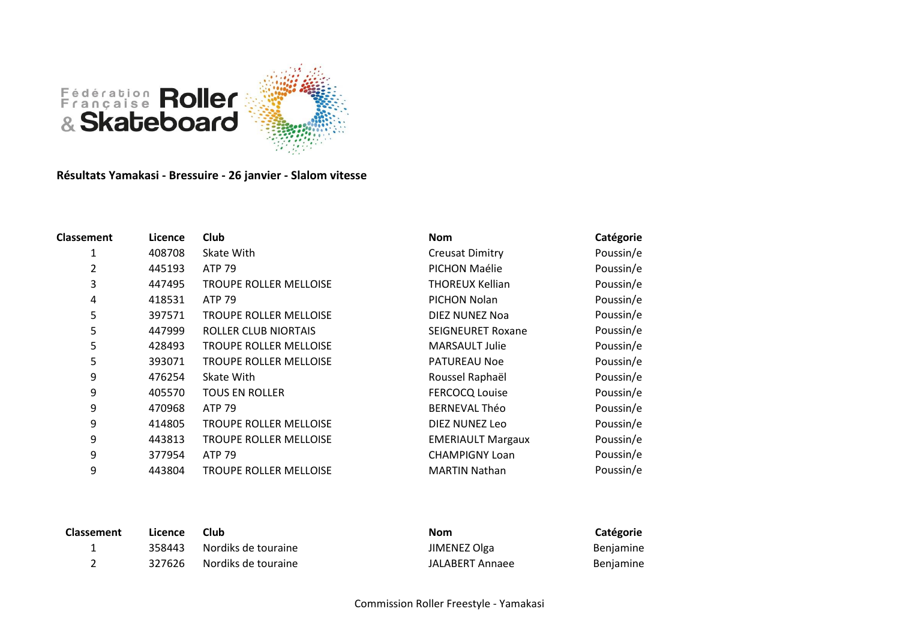**Résultats Yamakasi - Bressuire - 26 janvier - Slalom vitesse**

| Classement | Licence | Club | Nom | Catégorie |
|---|---|---|---|---|
| 1 | 408708 | Skate With | Creusat Dimitry | Poussin/e |
| 2 | 445193 | ATP 79 | PICHON Maélie | Poussin/e |
| 3 | 447495 | TROUPE ROLLER MELLOISE | THOREUX Kellian | Poussin/e |
| 4 | 418531 | ATP 79 | PICHON Nolan | Poussin/e |
| 5 | 397571 | TROUPE ROLLER MELLOISE | DIEZ NUNEZ Noa | Poussin/e |
| 5 | 447999 | ROLLER CLUB NIORTAIS | SEIGNEURET Roxane | Poussin/e |
| 5 | 428493 | TROUPE ROLLER MELLOISE | MARSAULT Julie | Poussin/e |
| 5 | 393071 | TROUPE ROLLER MELLOISE | PATUREAU Noe | Poussin/e |
| 9 | 476254 | Skate With | Roussel Raphaël | Poussin/e |
| 9 | 405570 | TOUS EN ROLLER | FERCOCQ Louise | Poussin/e |
| 9 | 470968 | ATP 79 | BERNEVAL Théo | Poussin/e |
| 9 | 414805 | TROUPE ROLLER MELLOISE | DIEZ NUNEZ Leo | Poussin/e |
| 9 | 443813 | TROUPE ROLLER MELLOISE | EMERIAULT Margaux | Poussin/e |
| 9 | 377954 | ATP 79 | CHAMPIGNY Loan | Poussin/e |
| 9 | 443804 | TROUPE ROLLER MELLOISE | MARTIN Nathan | Poussin/e |

| Classement | Licence | Club | Nom | Catégorie |
|---|---|---|---|---|
| 1 | 358443 | Nordiks de touraine | JIMENEZ Olga | Benjamine |
| 2 | 327626 | Nordiks de touraine | JALABERT Annaee | Benjamine |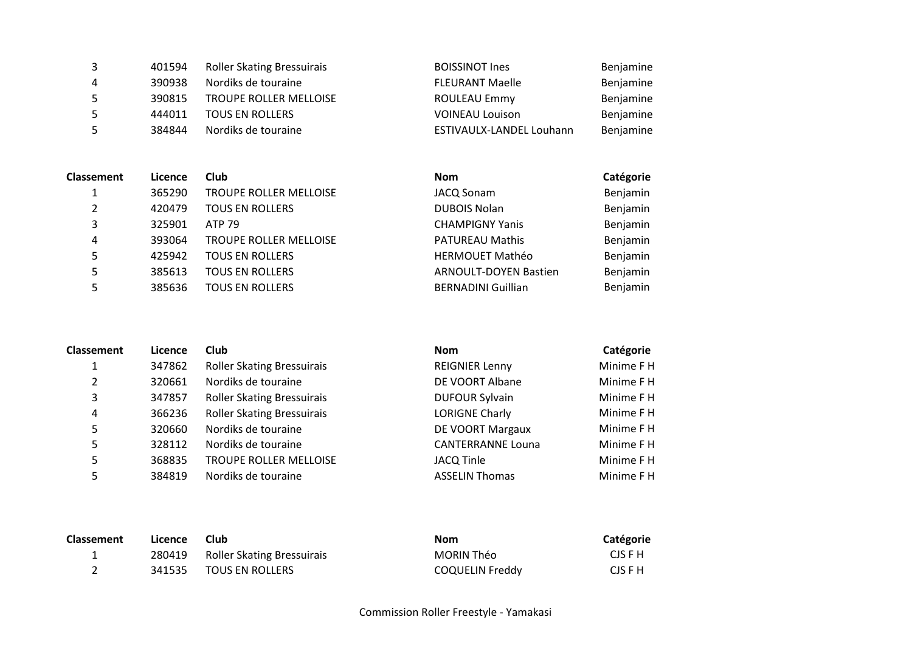| Classement | Licence | Club | Nom | Catégorie |
|---|---|---|---|---|
| 3 | 401594 | Roller Skating Bressuirais | BOISSINOT Ines | Benjamine |
| 4 | 390938 | Nordiks de touraine | FLEURANT Maelle | Benjamine |
| 5 | 390815 | TROUPE ROLLER MELLOISE | ROULEAU Emmy | Benjamine |
| 5 | 444011 | TOUS EN ROLLERS | VOINEAU Louison | Benjamine |
| 5 | 384844 | Nordiks de touraine | ESTIVAULX-LANDEL Louhann | Benjamine |

| Classement | Licence | Club | Nom | Catégorie |
|---|---|---|---|---|
| 1 | 365290 | TROUPE ROLLER MELLOISE | JACQ Sonam | Benjamin |
| 2 | 420479 | TOUS EN ROLLERS | DUBOIS Nolan | Benjamin |
| 3 | 325901 | ATP 79 | CHAMPIGNY Yanis | Benjamin |
| 4 | 393064 | TROUPE ROLLER MELLOISE | PATUREAU Mathis | Benjamin |
| 5 | 425942 | TOUS EN ROLLERS | HERMOUET Mathéo | Benjamin |
| 5 | 385613 | TOUS EN ROLLERS | ARNOULT-DOYEN Bastien | Benjamin |
| 5 | 385636 | TOUS EN ROLLERS | BERNADINI Guillian | Benjamin |

| Classement | Licence | Club | Nom | Catégorie |
|---|---|---|---|---|
| 1 | 347862 | Roller Skating Bressuirais | REIGNIER Lenny | Minime F H |
| 2 | 320661 | Nordiks de touraine | DE VOORT Albane | Minime F H |
| 3 | 347857 | Roller Skating Bressuirais | DUFOUR Sylvain | Minime F H |
| 4 | 366236 | Roller Skating Bressuirais | LORIGNE Charly | Minime F H |
| 5 | 320660 | Nordiks de touraine | DE VOORT Margaux | Minime F H |
| 5 | 328112 | Nordiks de touraine | CANTERRANNE Louna | Minime F H |
| 5 | 368835 | TROUPE ROLLER MELLOISE | JACQ Tinle | Minime F H |
| 5 | 384819 | Nordiks de touraine | ASSELIN Thomas | Minime F H |

| Classement | Licence | Club | Nom | Catégorie |
|---|---|---|---|---|
| 1 | 280419 | Roller Skating Bressuirais | MORIN Théo | CJS F H |
| 2 | 341535 | TOUS EN ROLLERS | COQUELIN Freddy | CJS F H |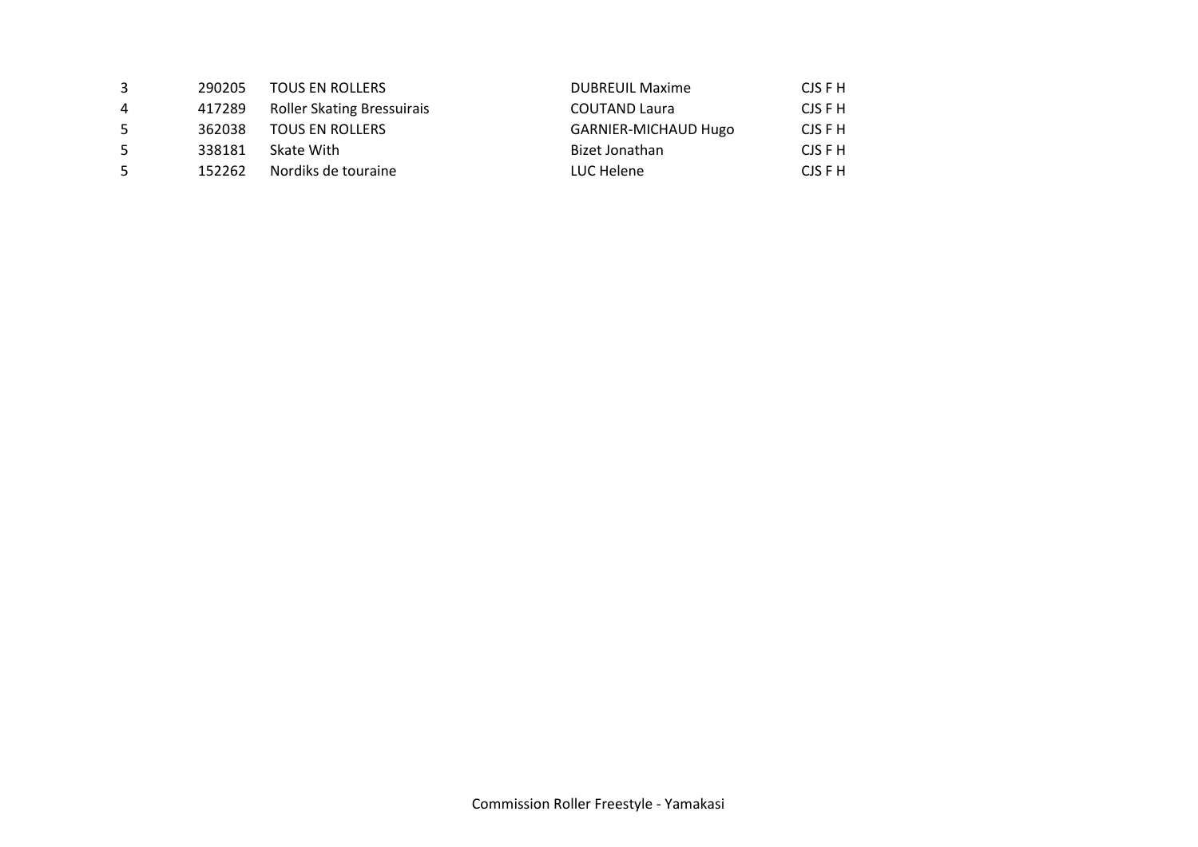| | | | | |
|---|---|---|---|---|
| 3 | 290205 | TOUS EN ROLLERS | DUBREUIL Maxime | CJS F H |
| 4 | 417289 | Roller Skating Bressuirais | COUTAND Laura | CJS F H |
| 5 | 362038 | TOUS EN ROLLERS | GARNIER-MICHAUD Hugo | CJS F H |
| 5 | 338181 | Skate With | Bizet Jonathan | CJS F H |
| 5 | 152262 | Nordiks de touraine | LUC Helene | CJS F H |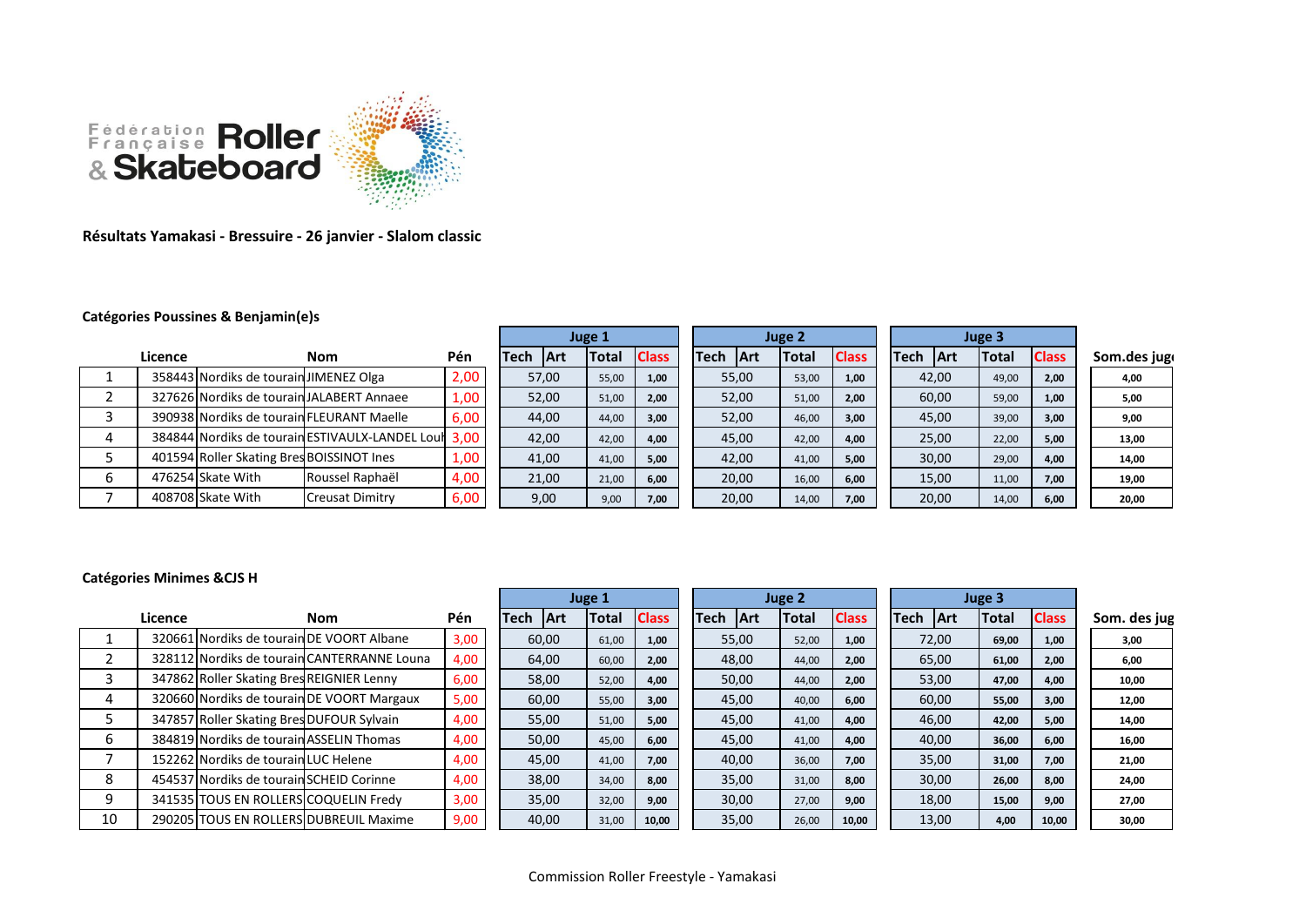Fédération Française Roller & Skateboard

**Résultats Yamakasi - Bressuire - 26 janvier - Slalom classic**

**Catégories Poussines & Benjamin(e)s**

| | Licence | | Nom | Pén | Juge 1 | | | | Juge 2 | | | | Juge 3 | | | | Som.des juges |
|---|---|---|---|---|---|---|---|---|---|---|---|---|---|---|---|---|---|
| | | | | | Tech | Art | Total | Class | Tech | Art | Total | Class | Tech | Art | Total | Class | |
| 1 | 358443 | Nordiks de tourain | JIMENEZ Olga | 2,00 | 57,00 | | 55,00 | 1,00 | 55,00 | | 53,00 | 1,00 | 42,00 | | 49,00 | 2,00 | 4,00 |
| 2 | 327626 | Nordiks de tourain | JALABERT Annaee | 1,00 | 52,00 | | 51,00 | 2,00 | 52,00 | | 51,00 | 2,00 | 60,00 | | 59,00 | 1,00 | 5,00 |
| 3 | 390938 | Nordiks de tourain | FLEURANT Maelle | 6,00 | 44,00 | | 44,00 | 3,00 | 52,00 | | 46,00 | 3,00 | 45,00 | | 39,00 | 3,00 | 9,00 |
| 4 | 384844 | Nordiks de tourain | ESTIVAULX-LANDEL Loul | 3,00 | 42,00 | | 42,00 | 4,00 | 45,00 | | 42,00 | 4,00 | 25,00 | | 22,00 | 5,00 | 13,00 |
| 5 | 401594 | Roller Skating Bres | BOISSINOT Ines | 1,00 | 41,00 | | 41,00 | 5,00 | 42,00 | | 41,00 | 5,00 | 30,00 | | 29,00 | 4,00 | 14,00 |
| 6 | 476254 | Skate With | Roussel Raphaël | 4,00 | 21,00 | | 21,00 | 6,00 | 20,00 | | 16,00 | 6,00 | 15,00 | | 11,00 | 7,00 | 19,00 |
| 7 | 408708 | Skate With | Creusat Dimitry | 6,00 | 9,00 | | 9,00 | 7,00 | 20,00 | | 14,00 | 7,00 | 20,00 | | 14,00 | 6,00 | 20,00 |

**Catégories Minimes &CJS H**

| | Licence | | Nom | Pén | Juge 1 | | | | Juge 2 | | | | Juge 3 | | | | Som. des juges |
|---|---|---|---|---|---|---|---|---|---|---|---|---|---|---|---|---|---|
| | | | | | Tech | Art | Total | Class | Tech | Art | Total | Class | Tech | Art | Total | Class | |
| 1 | 320661 | Nordiks de tourain | DE VOORT Albane | 3,00 | 60,00 | | 61,00 | 1,00 | 55,00 | | 52,00 | 1,00 | 72,00 | | 69,00 | 1,00 | 3,00 |
| 2 | 328112 | Nordiks de tourain | CANTERRANNE Louna | 4,00 | 64,00 | | 60,00 | 2,00 | 48,00 | | 44,00 | 2,00 | 65,00 | | 61,00 | 2,00 | 6,00 |
| 3 | 347862 | Roller Skating Bres | REIGNIER Lenny | 6,00 | 58,00 | | 52,00 | 4,00 | 50,00 | | 44,00 | 2,00 | 53,00 | | 47,00 | 4,00 | 10,00 |
| 4 | 320660 | Nordiks de tourain | DE VOORT Margaux | 5,00 | 60,00 | | 55,00 | 3,00 | 45,00 | | 40,00 | 6,00 | 60,00 | | 55,00 | 3,00 | 12,00 |
| 5 | 347857 | Roller Skating Bres | DUFOUR Sylvain | 4,00 | 55,00 | | 51,00 | 5,00 | 45,00 | | 41,00 | 4,00 | 46,00 | | 42,00 | 5,00 | 14,00 |
| 6 | 384819 | Nordiks de tourain | ASSELIN Thomas | 4,00 | 50,00 | | 45,00 | 6,00 | 45,00 | | 41,00 | 4,00 | 40,00 | | 36,00 | 6,00 | 16,00 |
| 7 | 152262 | Nordiks de tourain | LUC Helene | 4,00 | 45,00 | | 41,00 | 7,00 | 40,00 | | 36,00 | 7,00 | 35,00 | | 31,00 | 7,00 | 21,00 |
| 8 | 454537 | Nordiks de tourain | SCHEID Corinne | 4,00 | 38,00 | | 34,00 | 8,00 | 35,00 | | 31,00 | 8,00 | 30,00 | | 26,00 | 8,00 | 24,00 |
| 9 | 341535 | TOUS EN ROLLERS | COQUELIN Fredy | 3,00 | 35,00 | | 32,00 | 9,00 | 30,00 | | 27,00 | 9,00 | 18,00 | | 15,00 | 9,00 | 27,00 |
| 10 | 290205 | TOUS EN ROLLERS | DUBREUIL Maxime | 9,00 | 40,00 | | 31,00 | 10,00 | 35,00 | | 26,00 | 10,00 | 13,00 | | 4,00 | 10,00 | 30,00 |

Commission Roller Freestyle - Yamakasi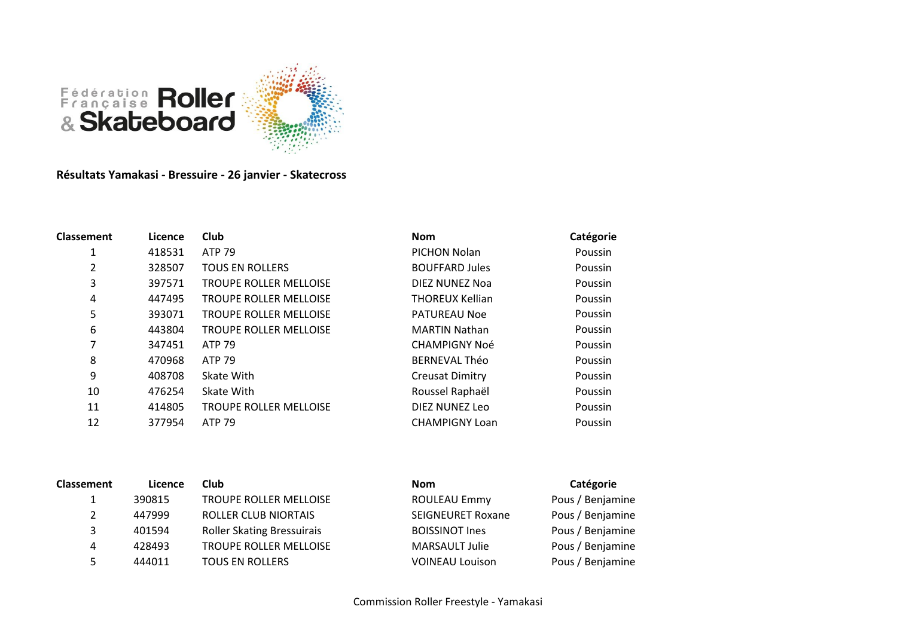**Résultats Yamakasi - Bressuire - 26 janvier - Skatecross**

| Classement | Licence | Club | Nom | Catégorie |
|---|---|---|---|---|
| 1 | 418531 | ATP 79 | PICHON Nolan | Poussin |
| 2 | 328507 | TOUS EN ROLLERS | BOUFFARD Jules | Poussin |
| 3 | 397571 | TROUPE ROLLER MELLOISE | DIEZ NUNEZ Noa | Poussin |
| 4 | 447495 | TROUPE ROLLER MELLOISE | THOREUX Kellian | Poussin |
| 5 | 393071 | TROUPE ROLLER MELLOISE | PATUREAU Noe | Poussin |
| 6 | 443804 | TROUPE ROLLER MELLOISE | MARTIN Nathan | Poussin |
| 7 | 347451 | ATP 79 | CHAMPIGNY Noé | Poussin |
| 8 | 470968 | ATP 79 | BERNEVAL Théo | Poussin |
| 9 | 408708 | Skate With | Creusat Dimitry | Poussin |
| 10 | 476254 | Skate With | Roussel Raphaël | Poussin |
| 11 | 414805 | TROUPE ROLLER MELLOISE | DIEZ NUNEZ Leo | Poussin |
| 12 | 377954 | ATP 79 | CHAMPIGNY Loan | Poussin |

| Classement | Licence | Club | Nom | Catégorie |
|---|---|---|---|---|
| 1 | 390815 | TROUPE ROLLER MELLOISE | ROULEAU Emmy | Pous / Benjamine |
| 2 | 447999 | ROLLER CLUB NIORTAIS | SEIGNEURET Roxane | Pous / Benjamine |
| 3 | 401594 | Roller Skating Bressuirais | BOISSINOT Ines | Pous / Benjamine |
| 4 | 428493 | TROUPE ROLLER MELLOISE | MARSAULT Julie | Pous / Benjamine |
| 5 | 444011 | TOUS EN ROLLERS | VOINEAU Louison | Pous / Benjamine |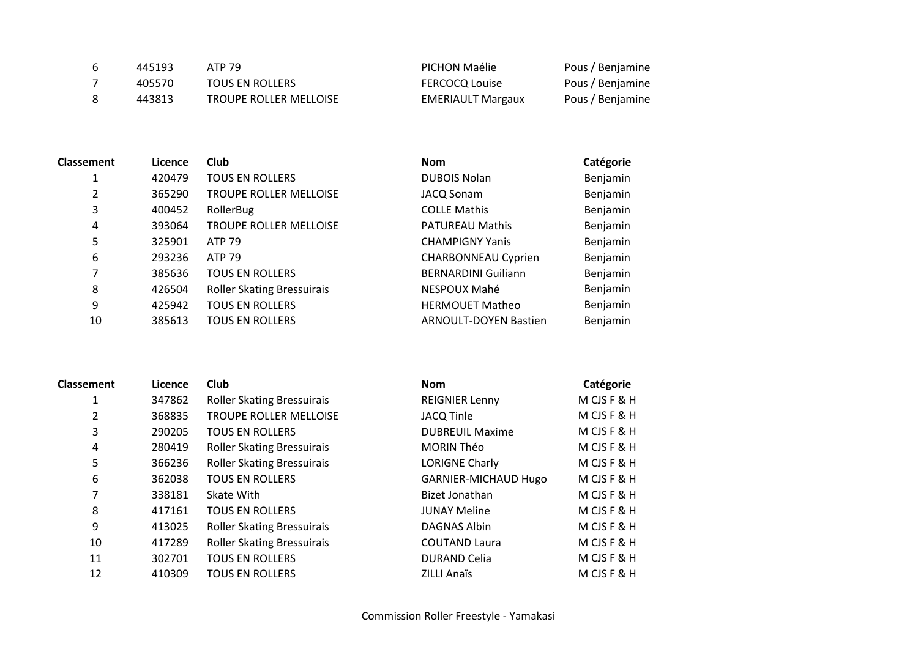| | | | | |
|---|---|---|---|---|
| 6 | 445193 | ATP 79 | PICHON Maélie | Pous / Benjamine |
| 7 | 405570 | TOUS EN ROLLERS | FERCOCQ Louise | Pous / Benjamine |
| 8 | 443813 | TROUPE ROLLER MELLOISE | EMERIAULT Margaux | Pous / Benjamine |

| Classement | Licence | Club | Nom | Catégorie |
|---|---|---|---|---|
| 1 | 420479 | TOUS EN ROLLERS | DUBOIS Nolan | Benjamin |
| 2 | 365290 | TROUPE ROLLER MELLOISE | JACQ Sonam | Benjamin |
| 3 | 400452 | RollerBug | COLLE Mathis | Benjamin |
| 4 | 393064 | TROUPE ROLLER MELLOISE | PATUREAU Mathis | Benjamin |
| 5 | 325901 | ATP 79 | CHAMPIGNY Yanis | Benjamin |
| 6 | 293236 | ATP 79 | CHARBONNEAU Cyprien | Benjamin |
| 7 | 385636 | TOUS EN ROLLERS | BERNARDINI Guiliann | Benjamin |
| 8 | 426504 | Roller Skating Bressuirais | NESPOUX Mahé | Benjamin |
| 9 | 425942 | TOUS EN ROLLERS | HERMOUET Matheo | Benjamin |
| 10 | 385613 | TOUS EN ROLLERS | ARNOULT-DOYEN Bastien | Benjamin |

| Classement | Licence | Club | Nom | Catégorie |
|---|---|---|---|---|
| 1 | 347862 | Roller Skating Bressuirais | REIGNIER Lenny | M CJS F & H |
| 2 | 368835 | TROUPE ROLLER MELLOISE | JACQ Tinle | M CJS F & H |
| 3 | 290205 | TOUS EN ROLLERS | DUBREUIL Maxime | M CJS F & H |
| 4 | 280419 | Roller Skating Bressuirais | MORIN Théo | M CJS F & H |
| 5 | 366236 | Roller Skating Bressuirais | LORIGNE Charly | M CJS F & H |
| 6 | 362038 | TOUS EN ROLLERS | GARNIER-MICHAUD Hugo | M CJS F & H |
| 7 | 338181 | Skate With | Bizet Jonathan | M CJS F & H |
| 8 | 417161 | TOUS EN ROLLERS | JUNAY Meline | M CJS F & H |
| 9 | 413025 | Roller Skating Bressuirais | DAGNAS Albin | M CJS F & H |
| 10 | 417289 | Roller Skating Bressuirais | COUTAND Laura | M CJS F & H |
| 11 | 302701 | TOUS EN ROLLERS | DURAND Celia | M CJS F & H |
| 12 | 410309 | TOUS EN ROLLERS | ZILLI Anaïs | M CJS F & H |

Commission Roller Freestyle - Yamakasi